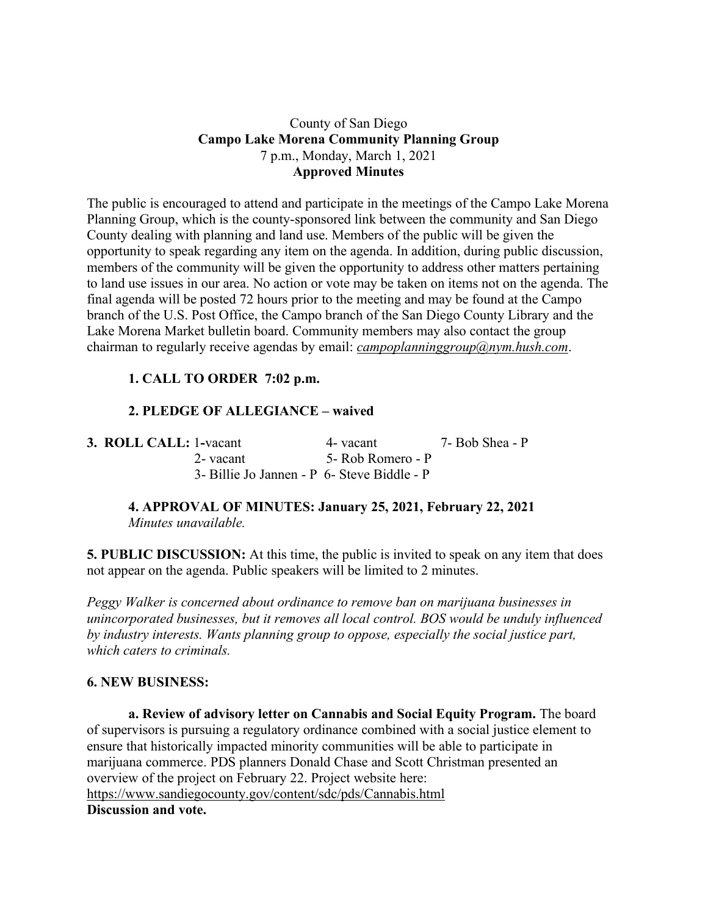County of San Diego
**Campo Lake Morena Community Planning Group**
7 p.m., Monday, March 1, 2021
**Approved Minutes**

The public is encouraged to attend and participate in the meetings of the Campo Lake Morena Planning Group, which is the county-sponsored link between the community and San Diego County dealing with planning and land use. Members of the public will be given the opportunity to speak regarding any item on the agenda. In addition, during public discussion, members of the community will be given the opportunity to address other matters pertaining to land use issues in our area. No action or vote may be taken on items not on the agenda. The final agenda will be posted 72 hours prior to the meeting and may be found at the Campo branch of the U.S. Post Office, the Campo branch of the San Diego County Library and the Lake Morena Market bulletin board. Community members may also contact the group chairman to regularly receive agendas by email: *campoplanninggroup@nym.hush.com*.

**1. CALL TO ORDER 7:02 p.m.**

**2. PLEDGE OF ALLEGIANCE – waived**

**3. ROLL CALL:**
1-vacant
2- vacant
3- Billie Jo Jannen - P
4- vacant
5- Rob Romero - P
6- Steve Biddle - P
7- Bob Shea - P

**4. APPROVAL OF MINUTES: January 25, 2021, February 22, 2021**
*Minutes unavailable.*

**5. PUBLIC DISCUSSION:** At this time, the public is invited to speak on any item that does not appear on the agenda. Public speakers will be limited to 2 minutes.

*Peggy Walker is concerned about ordinance to remove ban on marijuana businesses in unincorporated businesses, but it removes all local control. BOS would be unduly influenced by industry interests. Wants planning group to oppose, especially the social justice part, which caters to criminals.*

**6. NEW BUSINESS:**

**a. Review of advisory letter on Cannabis and Social Equity Program.** The board of supervisors is pursuing a regulatory ordinance combined with a social justice element to ensure that historically impacted minority communities will be able to participate in marijuana commerce. PDS planners Donald Chase and Scott Christman presented an overview of the project on February 22. Project website here: https://www.sandiegocounty.gov/content/sdc/pds/Cannabis.html
**Discussion and vote.**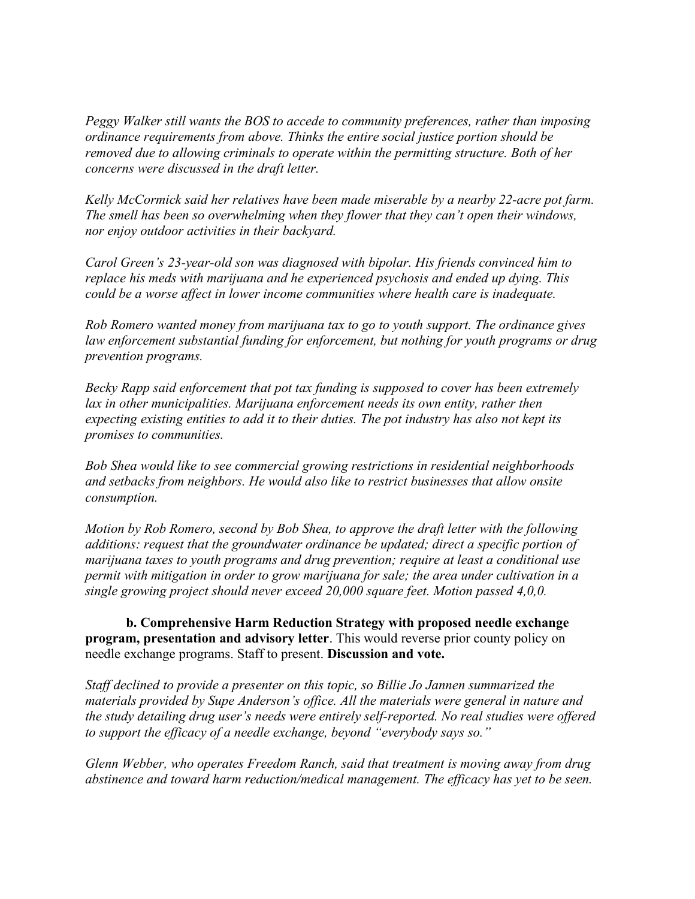*Peggy Walker still wants the BOS to accede to community preferences, rather than imposing ordinance requirements from above. Thinks the entire social justice portion should be removed due to allowing criminals to operate within the permitting structure. Both of her concerns were discussed in the draft letter.*

*Kelly McCormick said her relatives have been made miserable by a nearby 22-acre pot farm. The smell has been so overwhelming when they flower that they can't open their windows, nor enjoy outdoor activities in their backyard.*

*Carol Green's 23-year-old son was diagnosed with bipolar. His friends convinced him to replace his meds with marijuana and he experienced psychosis and ended up dying. This could be a worse affect in lower income communities where health care is inadequate.*

*Rob Romero wanted money from marijuana tax to go to youth support. The ordinance gives law enforcement substantial funding for enforcement, but nothing for youth programs or drug prevention programs.*

*Becky Rapp said enforcement that pot tax funding is supposed to cover has been extremely lax in other municipalities. Marijuana enforcement needs its own entity, rather then expecting existing entities to add it to their duties. The pot industry has also not kept its promises to communities.*

*Bob Shea would like to see commercial growing restrictions in residential neighborhoods and setbacks from neighbors. He would also like to restrict businesses that allow onsite consumption.*

*Motion by Rob Romero, second by Bob Shea, to approve the draft letter with the following additions: request that the groundwater ordinance be updated; direct a specific portion of marijuana taxes to youth programs and drug prevention; require at least a conditional use permit with mitigation in order to grow marijuana for sale; the area under cultivation in a single growing project should never exceed 20,000 square feet. Motion passed 4,0,0.*

**b. Comprehensive Harm Reduction Strategy with proposed needle exchange program, presentation and advisory letter**. This would reverse prior county policy on needle exchange programs. Staff to present. **Discussion and vote.**

*Staff declined to provide a presenter on this topic, so Billie Jo Jannen summarized the materials provided by Supe Anderson's office. All the materials were general in nature and the study detailing drug user's needs were entirely self-reported. No real studies were offered to support the efficacy of a needle exchange, beyond "everybody says so."*

*Glenn Webber, who operates Freedom Ranch, said that treatment is moving away from drug abstinence and toward harm reduction/medical management. The efficacy has yet to be seen.*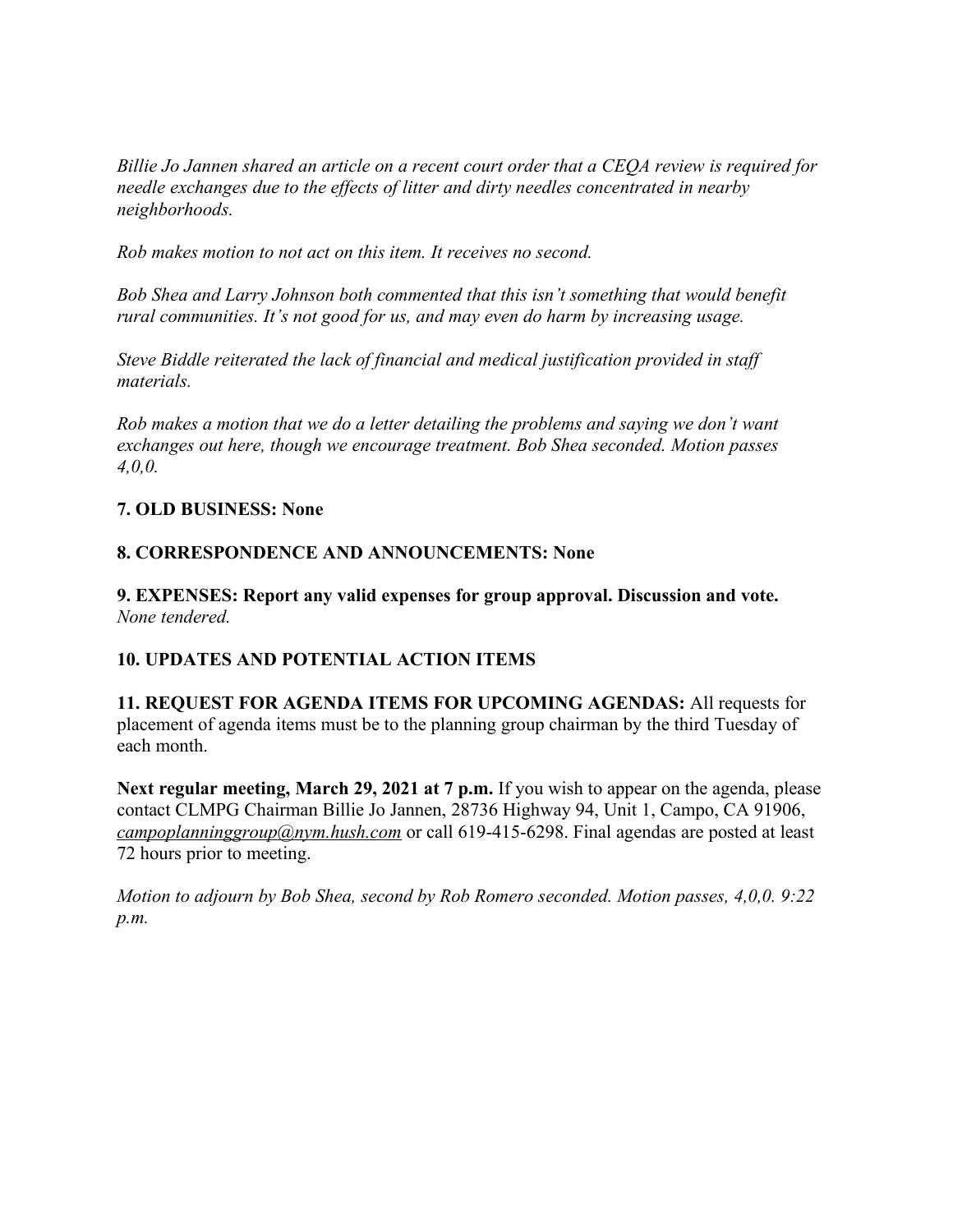*Billie Jo Jannen shared an article on a recent court order that a CEQA review is required for needle exchanges due to the effects of litter and dirty needles concentrated in nearby neighborhoods.*

*Rob makes motion to not act on this item. It receives no second.*

*Bob Shea and Larry Johnson both commented that this isn't something that would benefit rural communities. It's not good for us, and may even do harm by increasing usage.*

*Steve Biddle reiterated the lack of financial and medical justification provided in staff materials.*

*Rob makes a motion that we do a letter detailing the problems and saying we don't want exchanges out here, though we encourage treatment. Bob Shea seconded. Motion passes 4,0,0.*

**7. OLD BUSINESS: None**

**8. CORRESPONDENCE AND ANNOUNCEMENTS: None**

**9. EXPENSES: Report any valid expenses for group approval. Discussion and vote.**
*None tendered.*

**10. UPDATES AND POTENTIAL ACTION ITEMS**

**11. REQUEST FOR AGENDA ITEMS FOR UPCOMING AGENDAS:** All requests for placement of agenda items must be to the planning group chairman by the third Tuesday of each month.

**Next regular meeting, March 29, 2021 at 7 p.m.** If you wish to appear on the agenda, please contact CLMPG Chairman Billie Jo Jannen, 28736 Highway 94, Unit 1, Campo, CA 91906, *campoplanninggroup@nym.hush.com* or call 619-415-6298. Final agendas are posted at least 72 hours prior to meeting.

*Motion to adjourn by Bob Shea, second by Rob Romero seconded. Motion passes, 4,0,0. 9:22 p.m.*